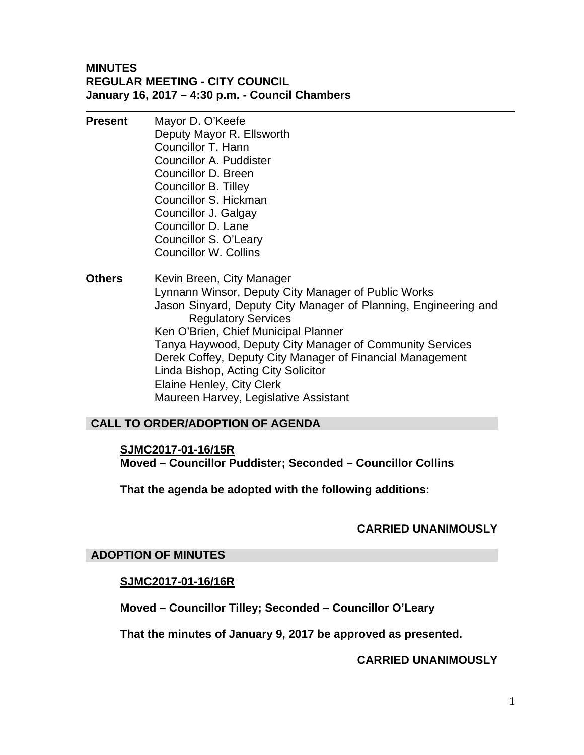# MINUTES
## REGULAR MEETING - CITY COUNCIL
### January 16, 2017 – 4:30 p.m. - Council Chambers

---

**Present**

Mayor D. O'Keefe
Deputy Mayor R. Ellsworth
Councillor T. Hann
Councillor A. Puddister
Councillor D. Breen
Councillor B. Tilley
Councillor S. Hickman
Councillor J. Galgay
Councillor D. Lane
Councillor S. O'Leary
Councillor W. Collins

**Others**

Kevin Breen, City Manager
Lynnann Winsor, Deputy City Manager of Public Works
Jason Sinyard, Deputy City Manager of Planning, Engineering and Regulatory Services
Ken O'Brien, Chief Municipal Planner
Tanya Haywood, Deputy City Manager of Community Services
Derek Coffey, Deputy City Manager of Financial Management
Linda Bishop, Acting City Solicitor
Elaine Henley, City Clerk
Maureen Harvey, Legislative Assistant

## CALL TO ORDER/ADOPTION OF AGENDA

**SJMC2017-01-16/15R**
**Moved – Councillor Puddister; Seconded – Councillor Collins**

**That the agenda be adopted with the following additions:**

**CARRIED UNANIMOUSLY**

## ADOPTION OF MINUTES

**SJMC2017-01-16/16R**

**Moved – Councillor Tilley; Seconded – Councillor O'Leary**

**That the minutes of January 9, 2017 be approved as presented.**

**CARRIED UNANIMOUSLY**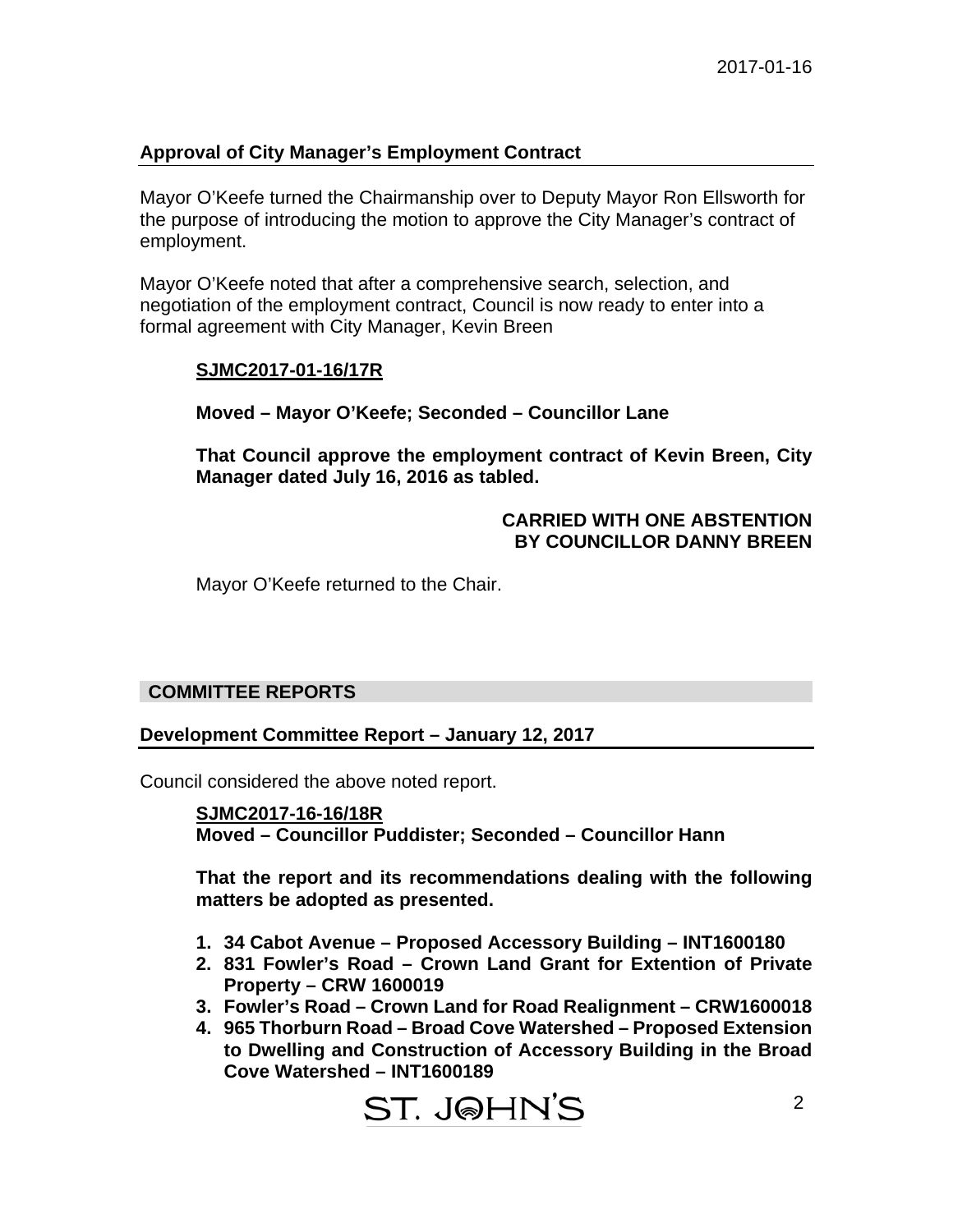## Approval of City Manager's Employment Contract

Mayor O'Keefe turned the Chairmanship over to Deputy Mayor Ron Ellsworth for the purpose of introducing the motion to approve the City Manager's contract of employment.

Mayor O'Keefe noted that after a comprehensive search, selection, and negotiation of the employment contract, Council is now ready to enter into a formal agreement with City Manager, Kevin Breen

**SJMC2017-01-16/17R**

**Moved – Mayor O'Keefe; Seconded – Councillor Lane**

**That Council approve the employment contract of Kevin Breen, City Manager dated July 16, 2016 as tabled.**

**CARRIED WITH ONE ABSTENTION BY COUNCILLOR DANNY BREEN**

Mayor O'Keefe returned to the Chair.

## COMMITTEE REPORTS

### Development Committee Report – January 12, 2017

Council considered the above noted report.

**SJMC2017-16-16/18R**
**Moved – Councillor Puddister; Seconded – Councillor Hann**

**That the report and its recommendations dealing with the following matters be adopted as presented.**

1. **34 Cabot Avenue – Proposed Accessory Building – INT1600180**
2. **831 Fowler's Road – Crown Land Grant for Extention of Private Property – CRW 1600019**
3. **Fowler's Road – Crown Land for Road Realignment – CRW1600018**
4. **965 Thorburn Road – Broad Cove Watershed – Proposed Extension to Dwelling and Construction of Accessory Building in the Broad Cove Watershed – INT1600189**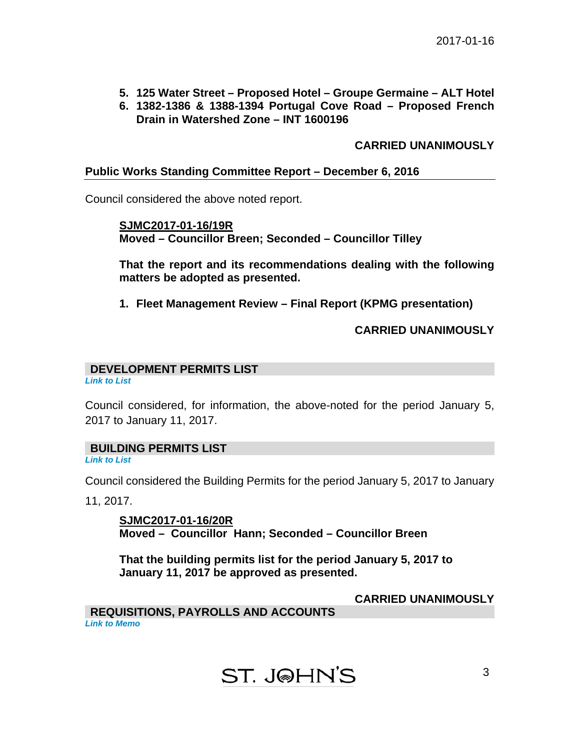5. **125 Water Street – Proposed Hotel – Groupe Germaine – ALT Hotel**
6. **1382-1386 & 1388-1394 Portugal Cove Road – Proposed French Drain in Watershed Zone – INT 1600196**

**CARRIED UNANIMOUSLY**

## Public Works Standing Committee Report – December 6, 2016

Council considered the above noted report.

**SJMC2017-01-16/19R**
**Moved – Councillor Breen; Seconded – Councillor Tilley**

**That the report and its recommendations dealing with the following matters be adopted as presented.**

1. **Fleet Management Review – Final Report (KPMG presentation)**

**CARRIED UNANIMOUSLY**

## DEVELOPMENT PERMITS LIST

*Link to List*

Council considered, for information, the above-noted for the period January 5, 2017 to January 11, 2017.

## BUILDING PERMITS LIST

*Link to List*

Council considered the Building Permits for the period January 5, 2017 to January 11, 2017.

**SJMC2017-01-16/20R**
**Moved – Councillor Hann; Seconded – Councillor Breen**

**That the building permits list for the period January 5, 2017 to January 11, 2017 be approved as presented.**

**CARRIED UNANIMOUSLY**

## REQUISITIONS, PAYROLLS AND ACCOUNTS

*Link to Memo*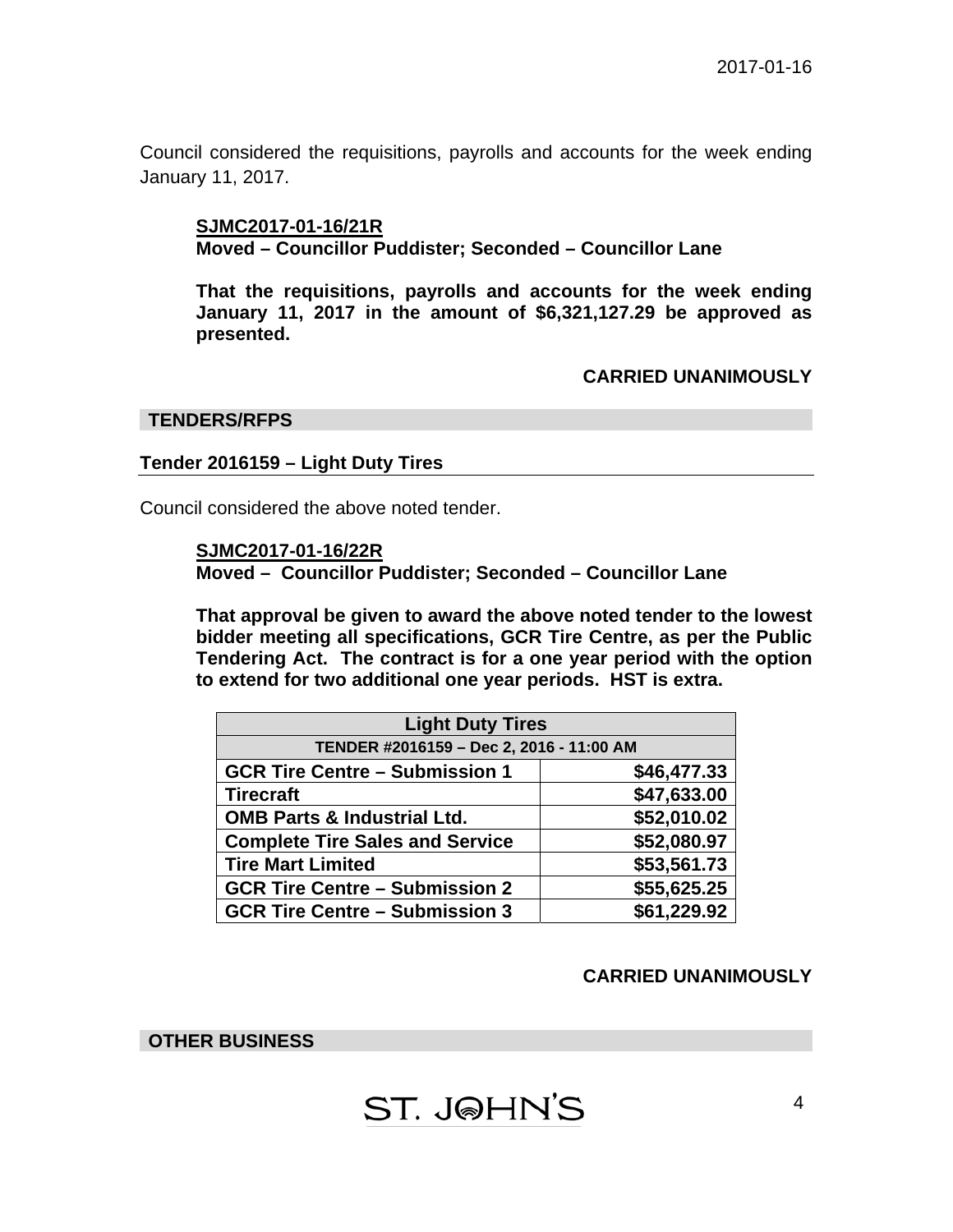Council considered the requisitions, payrolls and accounts for the week ending January 11, 2017.

**SJMC2017-01-16/21R**
**Moved – Councillor Puddister; Seconded – Councillor Lane**

**That the requisitions, payrolls and accounts for the week ending January 11, 2017 in the amount of $6,321,127.29 be approved as presented.**

**CARRIED UNANIMOUSLY**

## TENDERS/RFPS

### Tender 2016159 – Light Duty Tires

Council considered the above noted tender.

**SJMC2017-01-16/22R**
**Moved – Councillor Puddister; Seconded – Councillor Lane**

**That approval be given to award the above noted tender to the lowest bidder meeting all specifications, GCR Tire Centre, as per the Public Tendering Act. The contract is for a one year period with the option to extend for two additional one year periods. HST is extra.**

| Light Duty Tires | |
|---|---|
| TENDER #2016159 – Dec 2, 2016 - 11:00 AM | |
| GCR Tire Centre – Submission 1 | $46,477.33 |
| Tirecraft | $47,633.00 |
| OMB Parts & Industrial Ltd. | $52,010.02 |
| Complete Tire Sales and Service | $52,080.97 |
| Tire Mart Limited | $53,561.73 |
| GCR Tire Centre – Submission 2 | $55,625.25 |
| GCR Tire Centre – Submission 3 | $61,229.92 |

**CARRIED UNANIMOUSLY**

## OTHER BUSINESS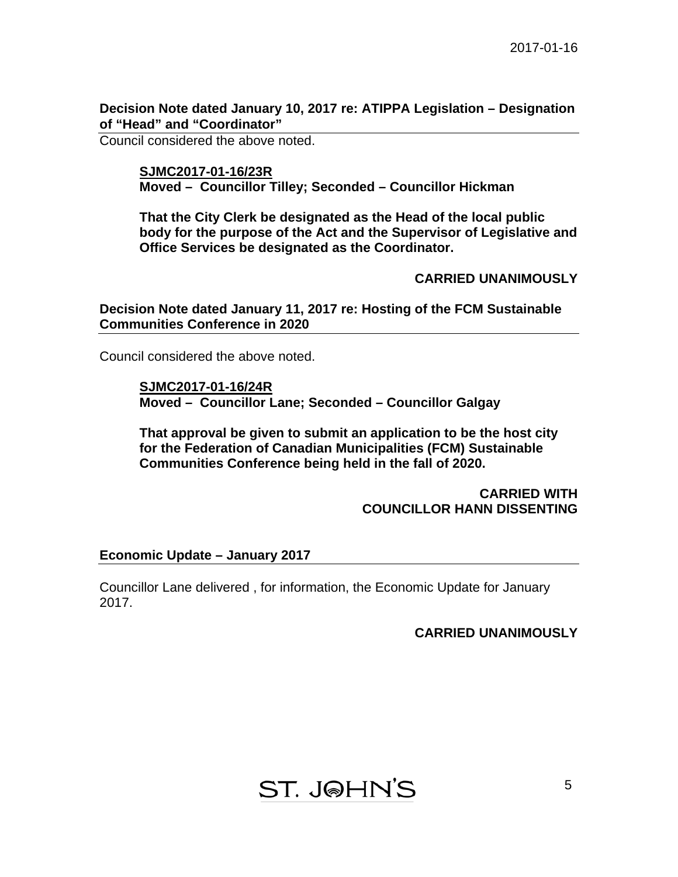**Decision Note dated January 10, 2017 re: ATIPPA Legislation – Designation of "Head" and "Coordinator"**

Council considered the above noted.

**SJMC2017-01-16/23R**
**Moved – Councillor Tilley; Seconded – Councillor Hickman**

**That the City Clerk be designated as the Head of the local public body for the purpose of the Act and the Supervisor of Legislative and Office Services be designated as the Coordinator.**

**CARRIED UNANIMOUSLY**

**Decision Note dated January 11, 2017 re: Hosting of the FCM Sustainable Communities Conference in 2020**

Council considered the above noted.

**SJMC2017-01-16/24R**
**Moved – Councillor Lane; Seconded – Councillor Galgay**

**That approval be given to submit an application to be the host city for the Federation of Canadian Municipalities (FCM) Sustainable Communities Conference being held in the fall of 2020.**

**CARRIED WITH COUNCILLOR HANN DISSENTING**

**Economic Update – January 2017**

Councillor Lane delivered , for information, the Economic Update for January 2017.

**CARRIED UNANIMOUSLY**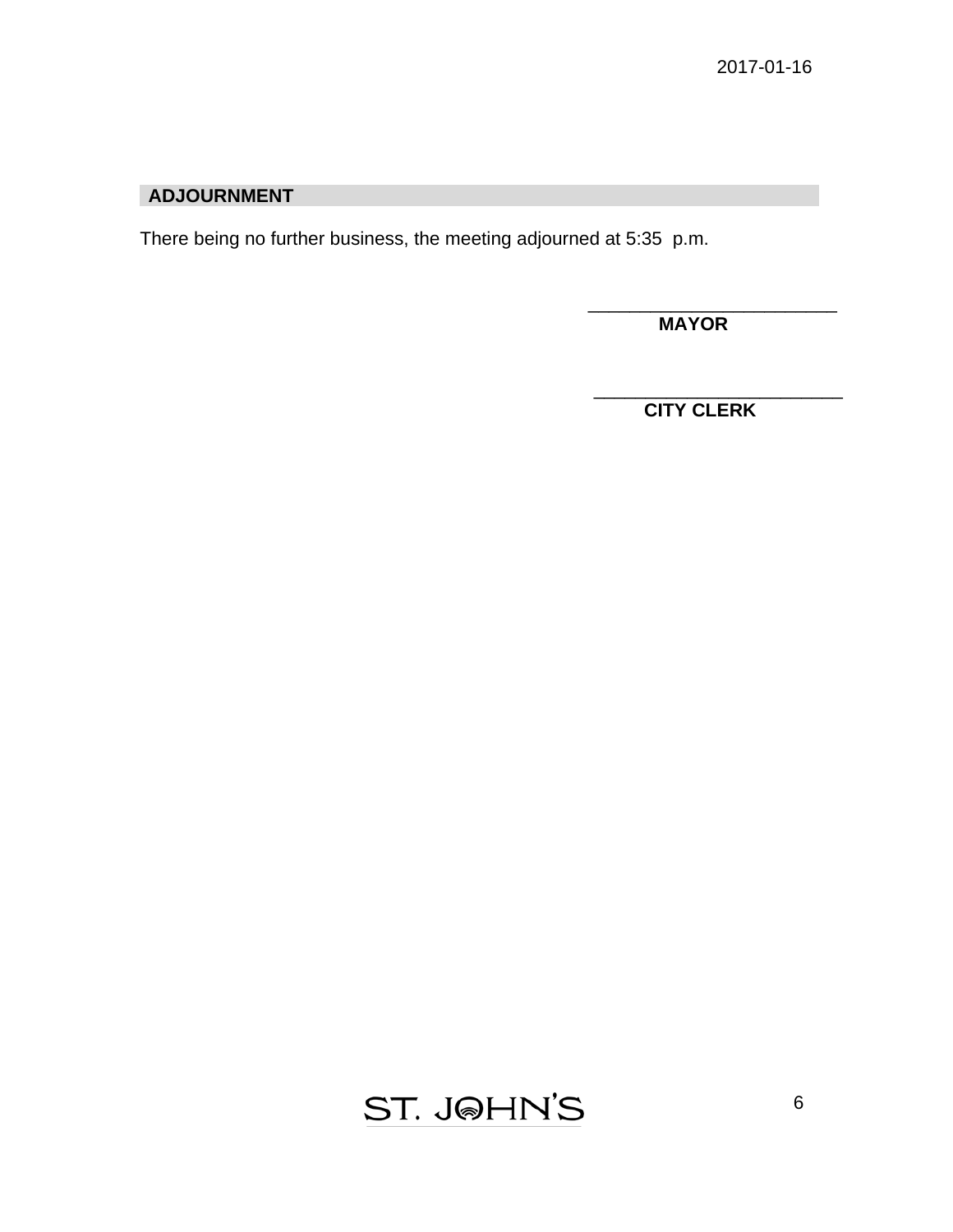## ADJOURNMENT

There being no further business, the meeting adjourned at 5:35 p.m.

\_\_\_\_\_\_\_\_\_\_\_\_\_\_\_\_\_\_\_\_\_\_\_\_\_\_
**MAYOR**

\_\_\_\_\_\_\_\_\_\_\_\_\_\_\_\_\_\_\_\_\_\_\_\_\_\_
**CITY CLERK**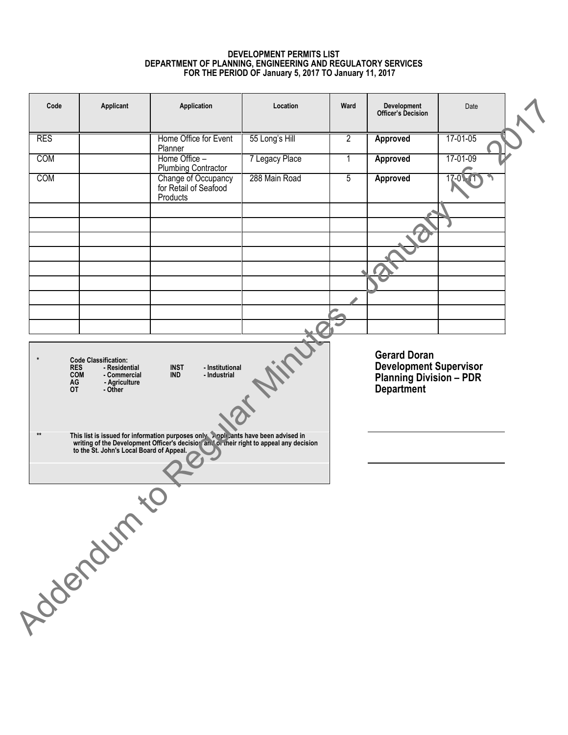**DEVELOPMENT PERMITS LIST**
**DEPARTMENT OF PLANNING, ENGINEERING AND REGULATORY SERVICES**
**FOR THE PERIOD OF January 5, 2017 TO January 11, 2017**

| Code | Applicant | Application | Location | Ward | Development Officer's Decision | Date |
|---|---|---|---|---|---|---|
| RES | | Home Office for Event Planner | 55 Long's Hill | 2 | **Approved** | 17-01-05 |
| COM | | Home Office – Plumbing Contractor | 7 Legacy Place | 1 | **Approved** | 17-01-09 |
| COM | | Change of Occupancy for Retail of Seafood Products | 288 Main Road | 5 | **Approved** | 17-01-11 |
| | | | | | | |
| | | | | | | |
| | | | | | | |
| | | | | | | |
| | | | | | | |
| | | | | | | |
| | | | | | | |
| | | | | | | |
| | | | | | | |

\* **Code Classification:**
**RES** - Residential
**COM** - Commercial
**AG** - Agriculture
**OT** - Other
**INST** - Institutional
**IND** - Industrial

\*\* **This list is issued for information purposes only. Applicants have been advised in writing of the Development Officer's decision and of their right to appeal any decision to the St. John's Local Board of Appeal.**

**Gerard Doran**
**Development Supervisor**
**Planning Division – PDR Department**

Addendum to Regular Minutes - January 16, 2017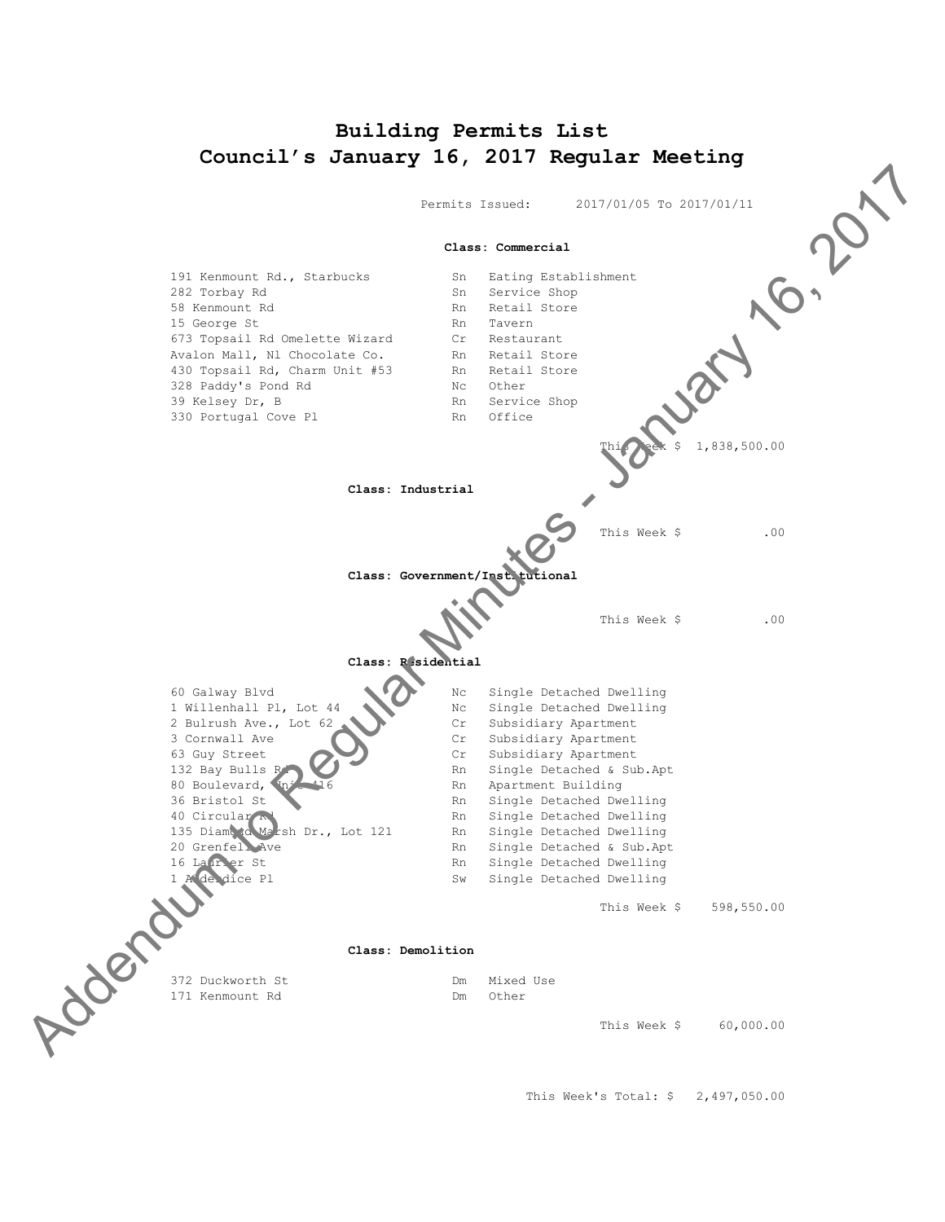# Building Permits List
## Council's January 16, 2017 Regular Meeting

Permits Issued: 2017/01/05 To 2017/01/11

### Class: Commercial

| | | |
|---|---|---|
| 191 Kenmount Rd., Starbucks | Sn | Eating Establishment |
| 282 Torbay Rd | Sn | Service Shop |
| 58 Kenmount Rd | Rn | Retail Store |
| 15 George St | Rn | Tavern |
| 673 Topsail Rd Omelette Wizard | Cr | Restaurant |
| Avalon Mall, Nl Chocolate Co. | Rn | Retail Store |
| 430 Topsail Rd, Charm Unit #53 | Rn | Retail Store |
| 328 Paddy's Pond Rd | Nc | Other |
| 39 Kelsey Dr, B | Rn | Service Shop |
| 330 Portugal Cove Pl | Rn | Office |

This Week $ 1,838,500.00

### Class: Industrial

This Week $ .00

### Class: Government/Institutional

This Week $ .00

### Class: Residential

| | | |
|---|---|---|
| 60 Galway Blvd | Nc | Single Detached Dwelling |
| 1 Willenhall Pl, Lot 44 | Nc | Single Detached Dwelling |
| 2 Bulrush Ave., Lot 62 | Cr | Subsidiary Apartment |
| 3 Cornwall Ave | Cr | Subsidiary Apartment |
| 63 Guy Street | Cr | Subsidiary Apartment |
| 132 Bay Bulls Rd | Rn | Single Detached & Sub.Apt |
| 80 Boulevard, Unit 416 | Rn | Apartment Building |
| 36 Bristol St | Rn | Single Detached Dwelling |
| 40 Circular Rd | Rn | Single Detached Dwelling |
| 135 Diamond Marsh Dr., Lot 121 | Rn | Single Detached Dwelling |
| 20 Grenfell Ave | Rn | Single Detached & Sub.Apt |
| 16 Laurier St | Rn | Single Detached Dwelling |
| 1 Aldershice Pl | Sw | Single Detached Dwelling |

This Week $ 598,550.00

### Class: Demolition

| | | |
|---|---|---|
| 372 Duckworth St | Dm | Mixed Use |
| 171 Kenmount Rd | Dm | Other |

This Week $ 60,000.00

This Week's Total: $ 2,497,050.00

Addendum to Regular Minutes - January 16, 2017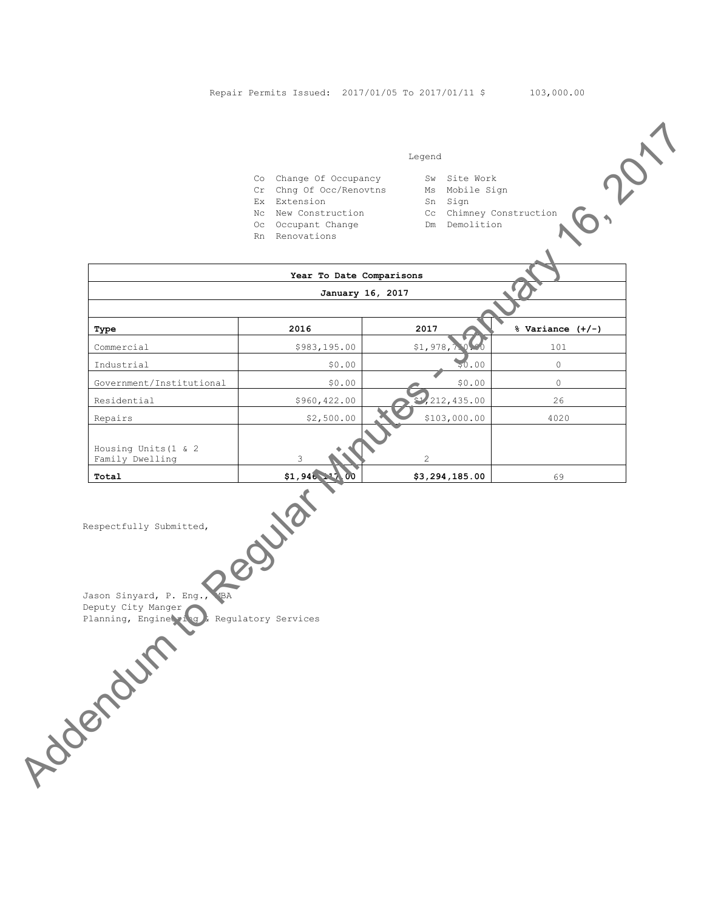Repair Permits Issued: 2017/01/05 To 2017/01/11 $ 103,000.00

Legend

| | | | |
|---|---|---|---|
| Co | Change Of Occupancy | Sw | Site Work |
| Cr | Chng Of Occ/Renovtns | Ms | Mobile Sign |
| Ex | Extension | Sn | Sign |
| Nc | New Construction | Cc | Chimney Construction |
| Oc | Occupant Change | Dm | Demolition |
| Rn | Renovations | | |

| Year To Date Comparisons | | | |
|---|---|---|---|
| January 16, 2017 | | | |
| **Type** | **2016** | **2017** | **% Variance (+/-)** |
| Commercial | $983,195.00 | $1,978,750.00 | 101 |
| Industrial | $0.00 | $0.00 | 0 |
| Government/Institutional | $0.00 | $0.00 | 0 |
| Residential | $960,422.00 | $1,212,435.00 | 26 |
| Repairs | $2,500.00 | $103,000.00 | 4020 |
| Housing Units(1 & 2 Family Dwelling | 3 | 2 | |
| **Total** | **$1,946,117.00** | **$3,294,185.00** | 69 |

Respectfully Submitted,

Jason Sinyard, P. Eng., MBA
Deputy City Manger
Planning, Engineering & Regulatory Services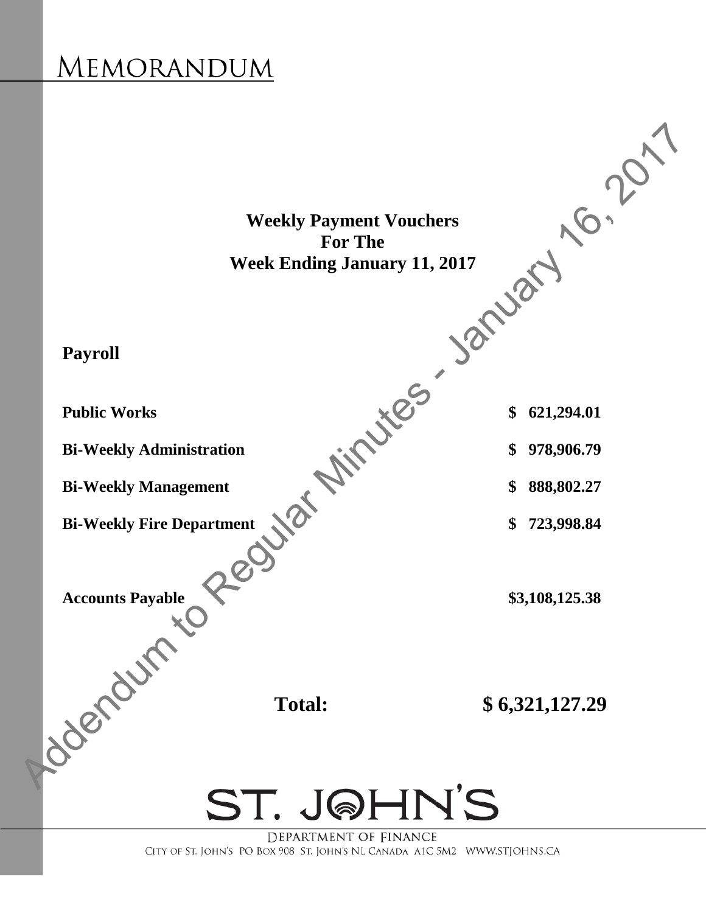# MEMORANDUM

**Weekly Payment Vouchers**
**For The**
**Week Ending January 11, 2017**

## Payroll

| | |
|---|---|
| **Public Works** | **$ 621,294.01** |
| **Bi-Weekly Administration** | **$ 978,906.79** |
| **Bi-Weekly Management** | **$ 888,802.27** |
| **Bi-Weekly Fire Department** | **$ 723,998.84** |
| **Accounts Payable** | **$3,108,125.38** |
| **Total:** | **$ 6,321,127.29** |

Addendum to Regular Minutes - January 16, 2017

ST. JOHN'S

DEPARTMENT OF FINANCE

CITY OF ST. JOHN'S PO BOX 908 ST. JOHN'S NL CANADA A1C 5M2 WWW.STJOHNS.CA